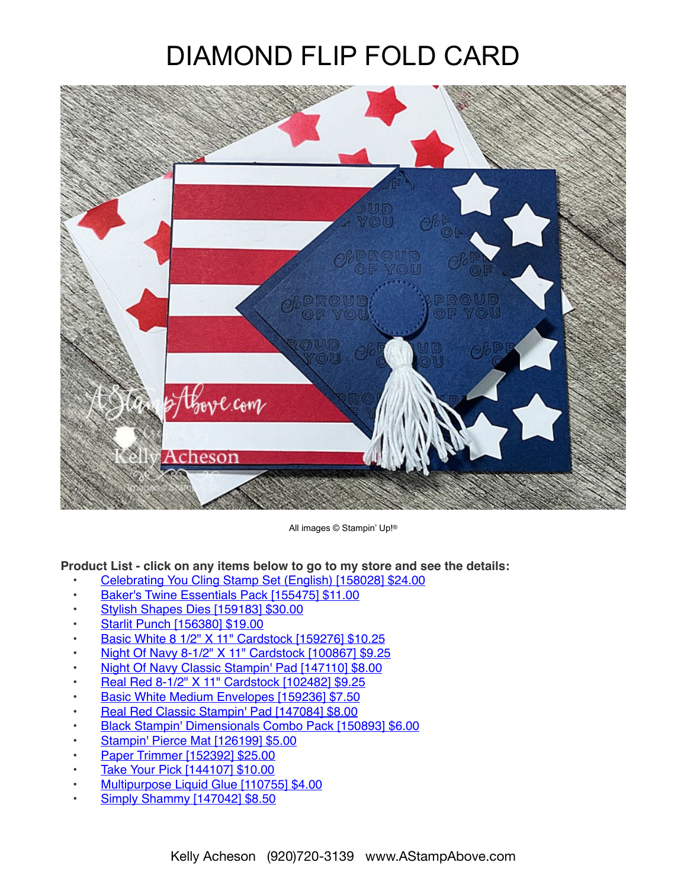# DIAMOND FLIP FOLD CARD

All images © Stampin' Up!®

**Product List - click on any items below to go to my store and see the details:**

- Celebrating You Cling Stamp Set (English) [158028] $24.00
- Baker's Twine Essentials Pack [155475] $11.00
- Stylish Shapes Dies [159183] $30.00
- Starlit Punch [156380] $19.00
- Basic White 8 1/2" X 11" Cardstock [159276] $10.25
- Night Of Navy 8-1/2" X 11" Cardstock [100867] $9.25
- Night Of Navy Classic Stampin' Pad [147110] $8.00
- Real Red 8-1/2" X 11" Cardstock [102482] $9.25
- Basic White Medium Envelopes [159236] $7.50
- Real Red Classic Stampin' Pad [147084] $8.00
- Black Stampin' Dimensionals Combo Pack [150893] $6.00
- Stampin' Pierce Mat [126199] $5.00
- Paper Trimmer [152392] $25.00
- Take Your Pick [144107] $10.00
- Multipurpose Liquid Glue [110755] $4.00
- Simply Shammy [147042] $8.50

Kelly Acheson (920)720-3139 www.AStampAbove.com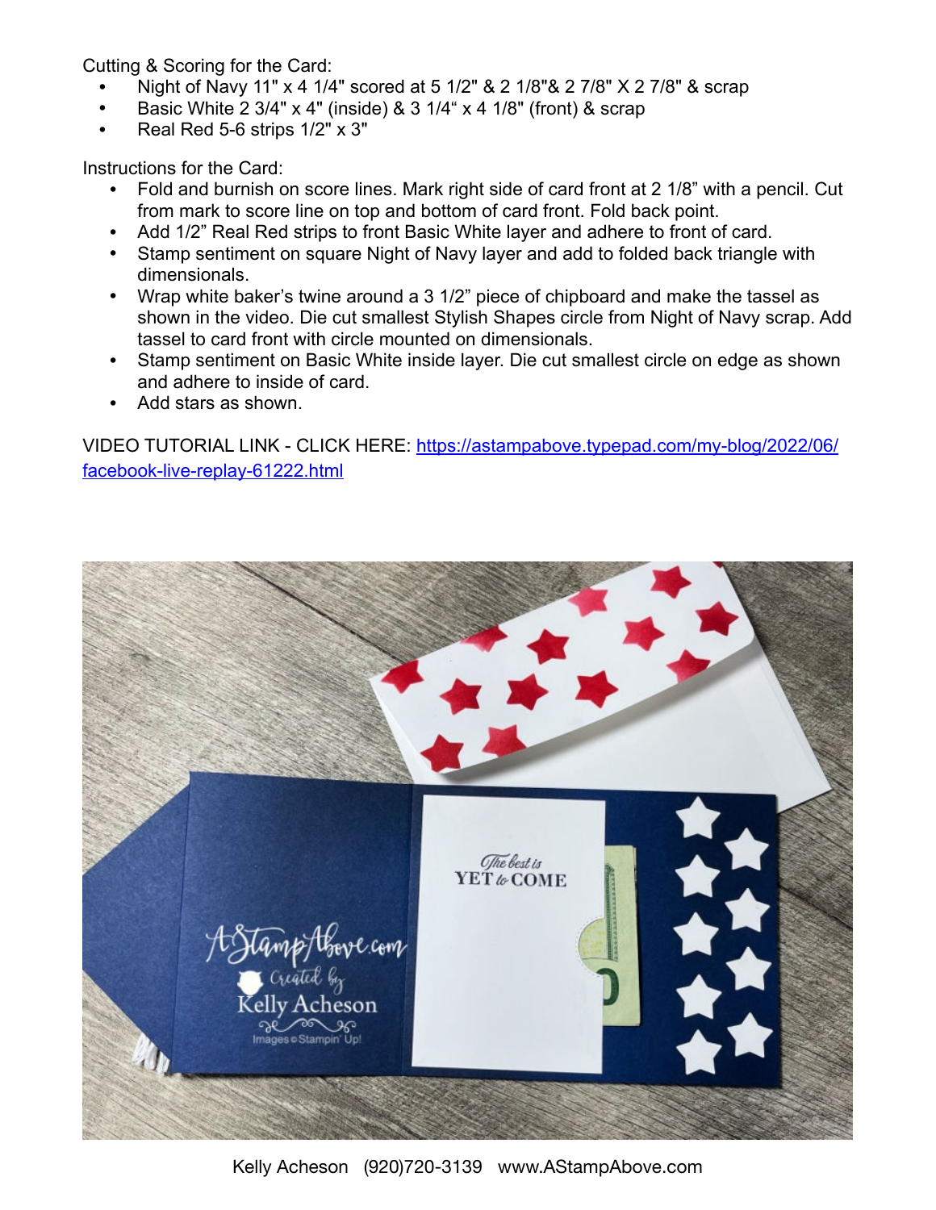Cutting & Scoring for the Card:

- Night of Navy 11" x 4 1/4" scored at 5 1/2" & 2 1/8"& 2 7/8" X 2 7/8" & scrap
- Basic White 2 3/4" x 4" (inside) & 3 1/4" x 4 1/8" (front) & scrap
- Real Red 5-6 strips 1/2" x 3"

Instructions for the Card:

- Fold and burnish on score lines. Mark right side of card front at 2 1/8" with a pencil. Cut from mark to score line on top and bottom of card front. Fold back point.
- Add 1/2" Real Red strips to front Basic White layer and adhere to front of card.
- Stamp sentiment on square Night of Navy layer and add to folded back triangle with dimensionals.
- Wrap white baker's twine around a 3 1/2" piece of chipboard and make the tassel as shown in the video. Die cut smallest Stylish Shapes circle from Night of Navy scrap. Add tassel to card front with circle mounted on dimensionals.
- Stamp sentiment on Basic White inside layer. Die cut smallest circle on edge as shown and adhere to inside of card.
- Add stars as shown.

VIDEO TUTORIAL LINK - CLICK HERE: [https://astampabove.typepad.com/my-blog/2022/06/facebook-live-replay-61222.html](https://astampabove.typepad.com/my-blog/2022/06/facebook-live-replay-61222.html)

Kelly Acheson (920)720-3139 www.AStampAbove.com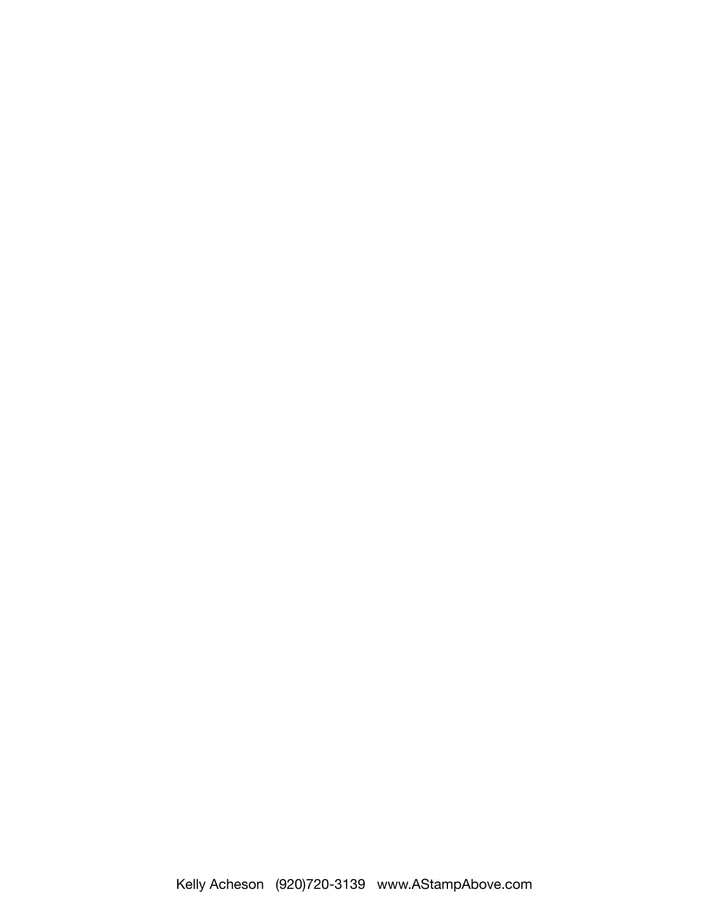Kelly Acheson (920)720-3139 www.AStampAbove.com